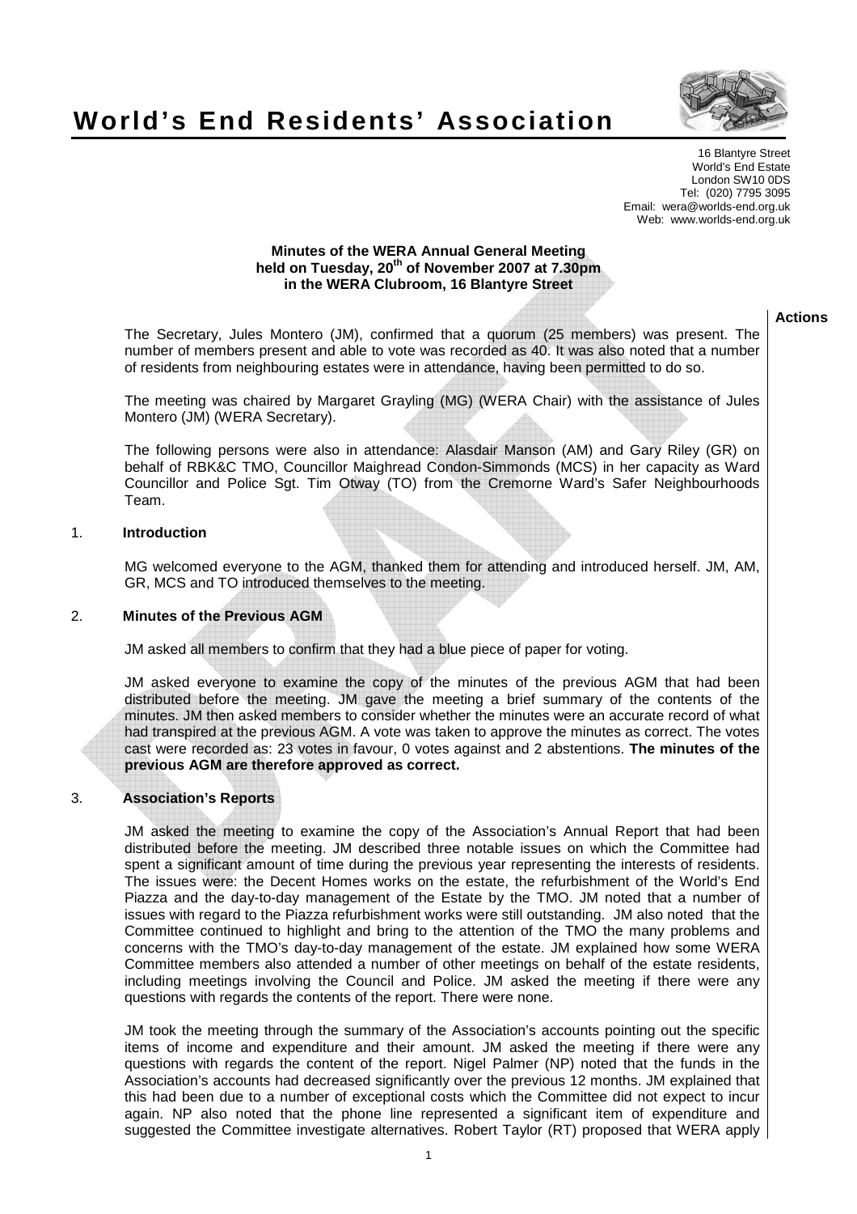# World's End Residents' Association

16 Blantyre Street
World's End Estate
London SW10 0DS
Tel: (020) 7795 3095
Email: wera@worlds-end.org.uk
Web: www.worlds-end.org.uk

**Minutes of the WERA Annual General Meeting held on Tuesday, 20th of November 2007 at 7.30pm in the WERA Clubroom, 16 Blantyre Street**

**Actions**

The Secretary, Jules Montero (JM), confirmed that a quorum (25 members) was present. The number of members present and able to vote was recorded as 40. It was also noted that a number of residents from neighbouring estates were in attendance, having been permitted to do so.

The meeting was chaired by Margaret Grayling (MG) (WERA Chair) with the assistance of Jules Montero (JM) (WERA Secretary).

The following persons were also in attendance: Alasdair Manson (AM) and Gary Riley (GR) on behalf of RBK&C TMO, Councillor Maighread Condon-Simmonds (MCS) in her capacity as Ward Councillor and Police Sgt. Tim Otway (TO) from the Cremorne Ward's Safer Neighbourhoods Team.

## 1. Introduction

MG welcomed everyone to the AGM, thanked them for attending and introduced herself. JM, AM, GR, MCS and TO introduced themselves to the meeting.

## 2. Minutes of the Previous AGM

JM asked all members to confirm that they had a blue piece of paper for voting.

JM asked everyone to examine the copy of the minutes of the previous AGM that had been distributed before the meeting. JM gave the meeting a brief summary of the contents of the minutes. JM then asked members to consider whether the minutes were an accurate record of what had transpired at the previous AGM. A vote was taken to approve the minutes as correct. The votes cast were recorded as: 23 votes in favour, 0 votes against and 2 abstentions. **The minutes of the previous AGM are therefore approved as correct.**

## 3. Association's Reports

JM asked the meeting to examine the copy of the Association's Annual Report that had been distributed before the meeting. JM described three notable issues on which the Committee had spent a significant amount of time during the previous year representing the interests of residents. The issues were: the Decent Homes works on the estate, the refurbishment of the World's End Piazza and the day-to-day management of the Estate by the TMO. JM noted that a number of issues with regard to the Piazza refurbishment works were still outstanding. JM also noted that the Committee continued to highlight and bring to the attention of the TMO the many problems and concerns with the TMO's day-to-day management of the estate. JM explained how some WERA Committee members also attended a number of other meetings on behalf of the estate residents, including meetings involving the Council and Police. JM asked the meeting if there were any questions with regards the contents of the report. There were none.

JM took the meeting through the summary of the Association's accounts pointing out the specific items of income and expenditure and their amount. JM asked the meeting if there were any questions with regards the content of the report. Nigel Palmer (NP) noted that the funds in the Association's accounts had decreased significantly over the previous 12 months. JM explained that this had been due to a number of exceptional costs which the Committee did not expect to incur again. NP also noted that the phone line represented a significant item of expenditure and suggested the Committee investigate alternatives. Robert Taylor (RT) proposed that WERA apply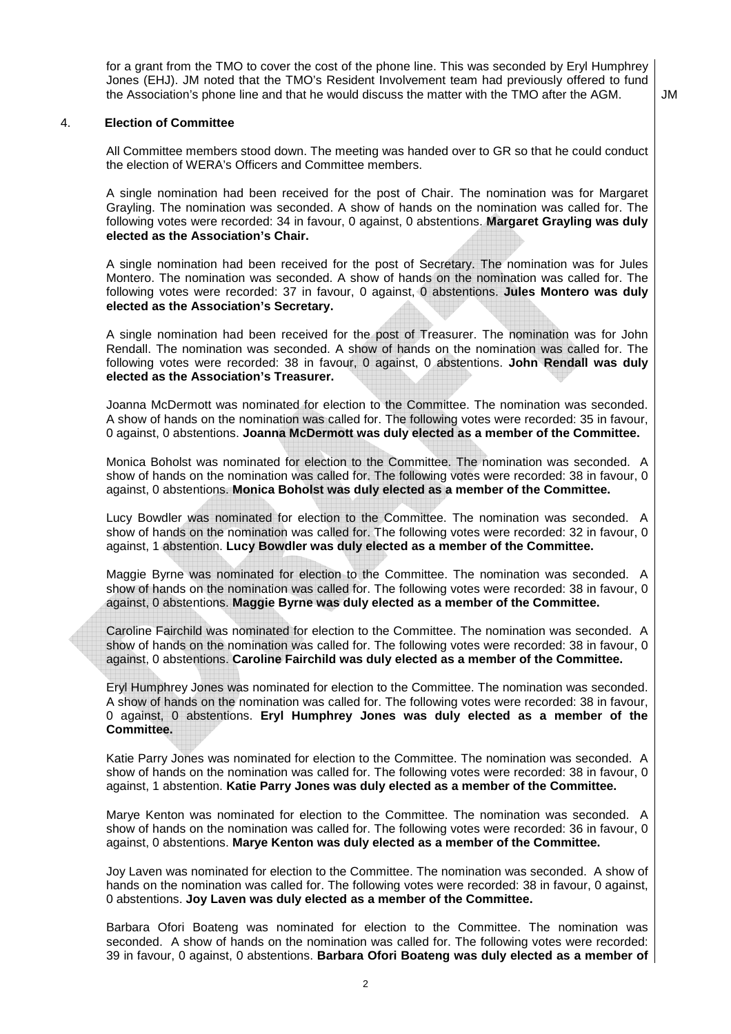for a grant from the TMO to cover the cost of the phone line. This was seconded by Eryl Humphrey Jones (EHJ). JM noted that the TMO's Resident Involvement team had previously offered to fund the Association's phone line and that he would discuss the matter with the TMO after the AGM. JM

## 4. Election of Committee

All Committee members stood down. The meeting was handed over to GR so that he could conduct the election of WERA's Officers and Committee members.

A single nomination had been received for the post of Chair. The nomination was for Margaret Grayling. The nomination was seconded. A show of hands on the nomination was called for. The following votes were recorded: 34 in favour, 0 against, 0 abstentions. **Margaret Grayling was duly elected as the Association's Chair.**

A single nomination had been received for the post of Secretary. The nomination was for Jules Montero. The nomination was seconded. A show of hands on the nomination was called for. The following votes were recorded: 37 in favour, 0 against, 0 abstentions. **Jules Montero was duly elected as the Association's Secretary.**

A single nomination had been received for the post of Treasurer. The nomination was for John Rendall. The nomination was seconded. A show of hands on the nomination was called for. The following votes were recorded: 38 in favour, 0 against, 0 abstentions. **John Rendall was duly elected as the Association's Treasurer.**

Joanna McDermott was nominated for election to the Committee. The nomination was seconded. A show of hands on the nomination was called for. The following votes were recorded: 35 in favour, 0 against, 0 abstentions. **Joanna McDermott was duly elected as a member of the Committee.**

Monica Boholst was nominated for election to the Committee. The nomination was seconded. A show of hands on the nomination was called for. The following votes were recorded: 38 in favour, 0 against, 0 abstentions. **Monica Boholst was duly elected as a member of the Committee.**

Lucy Bowdler was nominated for election to the Committee. The nomination was seconded. A show of hands on the nomination was called for. The following votes were recorded: 32 in favour, 0 against, 1 abstention. **Lucy Bowdler was duly elected as a member of the Committee.**

Maggie Byrne was nominated for election to the Committee. The nomination was seconded. A show of hands on the nomination was called for. The following votes were recorded: 38 in favour, 0 against, 0 abstentions. **Maggie Byrne was duly elected as a member of the Committee.**

Caroline Fairchild was nominated for election to the Committee. The nomination was seconded. A show of hands on the nomination was called for. The following votes were recorded: 38 in favour, 0 against, 0 abstentions. **Caroline Fairchild was duly elected as a member of the Committee.**

Eryl Humphrey Jones was nominated for election to the Committee. The nomination was seconded. A show of hands on the nomination was called for. The following votes were recorded: 38 in favour, 0 against, 0 abstentions. **Eryl Humphrey Jones was duly elected as a member of the Committee.**

Katie Parry Jones was nominated for election to the Committee. The nomination was seconded. A show of hands on the nomination was called for. The following votes were recorded: 38 in favour, 0 against, 1 abstention. **Katie Parry Jones was duly elected as a member of the Committee.**

Marye Kenton was nominated for election to the Committee. The nomination was seconded. A show of hands on the nomination was called for. The following votes were recorded: 36 in favour, 0 against, 0 abstentions. **Marye Kenton was duly elected as a member of the Committee.**

Joy Laven was nominated for election to the Committee. The nomination was seconded. A show of hands on the nomination was called for. The following votes were recorded: 38 in favour, 0 against, 0 abstentions. **Joy Laven was duly elected as a member of the Committee.**

Barbara Ofori Boateng was nominated for election to the Committee. The nomination was seconded. A show of hands on the nomination was called for. The following votes were recorded: 39 in favour, 0 against, 0 abstentions. **Barbara Ofori Boateng was duly elected as a member of**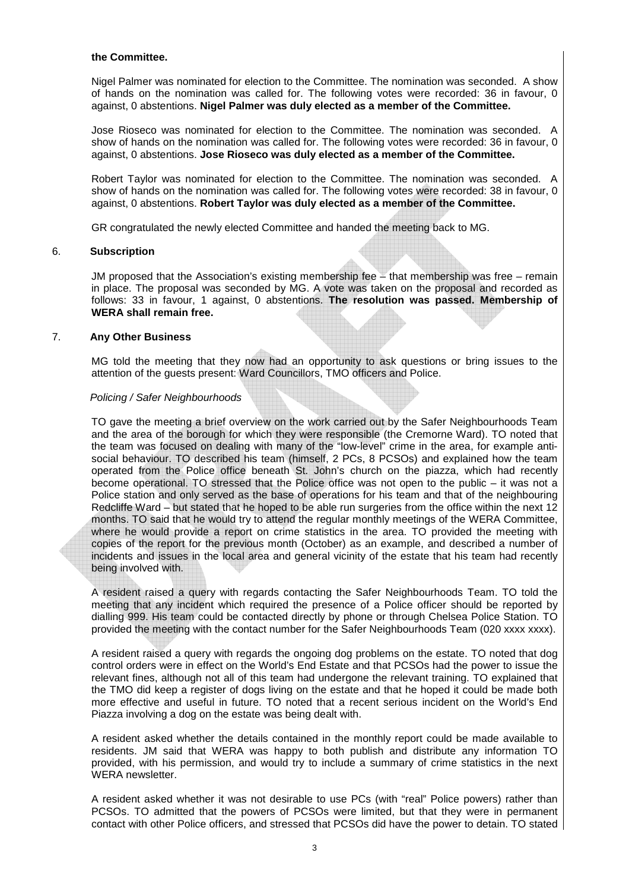**the Committee.**

Nigel Palmer was nominated for election to the Committee. The nomination was seconded. A show of hands on the nomination was called for. The following votes were recorded: 36 in favour, 0 against, 0 abstentions. **Nigel Palmer was duly elected as a member of the Committee.**

Jose Rioseco was nominated for election to the Committee. The nomination was seconded. A show of hands on the nomination was called for. The following votes were recorded: 36 in favour, 0 against, 0 abstentions. **Jose Rioseco was duly elected as a member of the Committee.**

Robert Taylor was nominated for election to the Committee. The nomination was seconded. A show of hands on the nomination was called for. The following votes were recorded: 38 in favour, 0 against, 0 abstentions. **Robert Taylor was duly elected as a member of the Committee.**

GR congratulated the newly elected Committee and handed the meeting back to MG.

## 6. Subscription

JM proposed that the Association's existing membership fee – that membership was free – remain in place. The proposal was seconded by MG. A vote was taken on the proposal and recorded as follows: 33 in favour, 1 against, 0 abstentions. **The resolution was passed. Membership of WERA shall remain free.**

## 7. Any Other Business

MG told the meeting that they now had an opportunity to ask questions or bring issues to the attention of the guests present: Ward Councillors, TMO officers and Police.

*Policing / Safer Neighbourhoods*

TO gave the meeting a brief overview on the work carried out by the Safer Neighbourhoods Team and the area of the borough for which they were responsible (the Cremorne Ward). TO noted that the team was focused on dealing with many of the "low-level" crime in the area, for example anti-social behaviour. TO described his team (himself, 2 PCs, 8 PCSOs) and explained how the team operated from the Police office beneath St. John's church on the piazza, which had recently become operational. TO stressed that the Police office was not open to the public – it was not a Police station and only served as the base of operations for his team and that of the neighbouring Redcliffe Ward – but stated that he hoped to be able run surgeries from the office within the next 12 months. TO said that he would try to attend the regular monthly meetings of the WERA Committee, where he would provide a report on crime statistics in the area. TO provided the meeting with copies of the report for the previous month (October) as an example, and described a number of incidents and issues in the local area and general vicinity of the estate that his team had recently being involved with.

A resident raised a query with regards contacting the Safer Neighbourhoods Team. TO told the meeting that any incident which required the presence of a Police officer should be reported by dialling 999. His team could be contacted directly by phone or through Chelsea Police Station. TO provided the meeting with the contact number for the Safer Neighbourhoods Team (020 xxxx xxxx).

A resident raised a query with regards the ongoing dog problems on the estate. TO noted that dog control orders were in effect on the World's End Estate and that PCSOs had the power to issue the relevant fines, although not all of this team had undergone the relevant training. TO explained that the TMO did keep a register of dogs living on the estate and that he hoped it could be made both more effective and useful in future. TO noted that a recent serious incident on the World's End Piazza involving a dog on the estate was being dealt with.

A resident asked whether the details contained in the monthly report could be made available to residents. JM said that WERA was happy to both publish and distribute any information TO provided, with his permission, and would try to include a summary of crime statistics in the next WERA newsletter.

A resident asked whether it was not desirable to use PCs (with "real" Police powers) rather than PCSOs. TO admitted that the powers of PCSOs were limited, but that they were in permanent contact with other Police officers, and stressed that PCSOs did have the power to detain. TO stated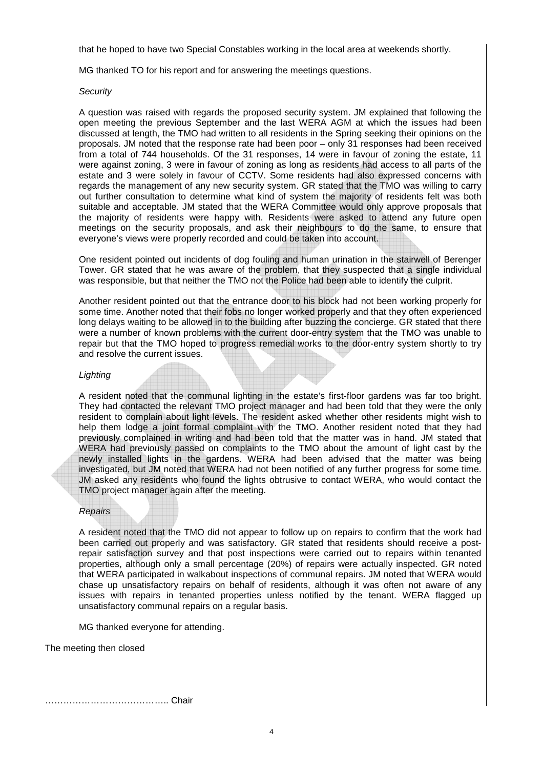that he hoped to have two Special Constables working in the local area at weekends shortly.

MG thanked TO for his report and for answering the meetings questions.

*Security*

A question was raised with regards the proposed security system. JM explained that following the open meeting the previous September and the last WERA AGM at which the issues had been discussed at length, the TMO had written to all residents in the Spring seeking their opinions on the proposals. JM noted that the response rate had been poor – only 31 responses had been received from a total of 744 households. Of the 31 responses, 14 were in favour of zoning the estate, 11 were against zoning, 3 were in favour of zoning as long as residents had access to all parts of the estate and 3 were solely in favour of CCTV. Some residents had also expressed concerns with regards the management of any new security system. GR stated that the TMO was willing to carry out further consultation to determine what kind of system the majority of residents felt was both suitable and acceptable. JM stated that the WERA Committee would only approve proposals that the majority of residents were happy with. Residents were asked to attend any future open meetings on the security proposals, and ask their neighbours to do the same, to ensure that everyone's views were properly recorded and could be taken into account.

One resident pointed out incidents of dog fouling and human urination in the stairwell of Berenger Tower. GR stated that he was aware of the problem, that they suspected that a single individual was responsible, but that neither the TMO not the Police had been able to identify the culprit.

Another resident pointed out that the entrance door to his block had not been working properly for some time. Another noted that their fobs no longer worked properly and that they often experienced long delays waiting to be allowed in to the building after buzzing the concierge. GR stated that there were a number of known problems with the current door-entry system that the TMO was unable to repair but that the TMO hoped to progress remedial works to the door-entry system shortly to try and resolve the current issues.

*Lighting*

A resident noted that the communal lighting in the estate's first-floor gardens was far too bright. They had contacted the relevant TMO project manager and had been told that they were the only resident to complain about light levels. The resident asked whether other residents might wish to help them lodge a joint formal complaint with the TMO. Another resident noted that they had previously complained in writing and had been told that the matter was in hand. JM stated that WERA had previously passed on complaints to the TMO about the amount of light cast by the newly installed lights in the gardens. WERA had been advised that the matter was being investigated, but JM noted that WERA had not been notified of any further progress for some time. JM asked any residents who found the lights obtrusive to contact WERA, who would contact the TMO project manager again after the meeting.

*Repairs*

A resident noted that the TMO did not appear to follow up on repairs to confirm that the work had been carried out properly and was satisfactory. GR stated that residents should receive a post-repair satisfaction survey and that post inspections were carried out to repairs within tenanted properties, although only a small percentage (20%) of repairs were actually inspected. GR noted that WERA participated in walkabout inspections of communal repairs. JM noted that WERA would chase up unsatisfactory repairs on behalf of residents, although it was often not aware of any issues with repairs in tenanted properties unless notified by the tenant. WERA flagged up unsatisfactory communal repairs on a regular basis.

MG thanked everyone for attending.

The meeting then closed

………………………………….. Chair